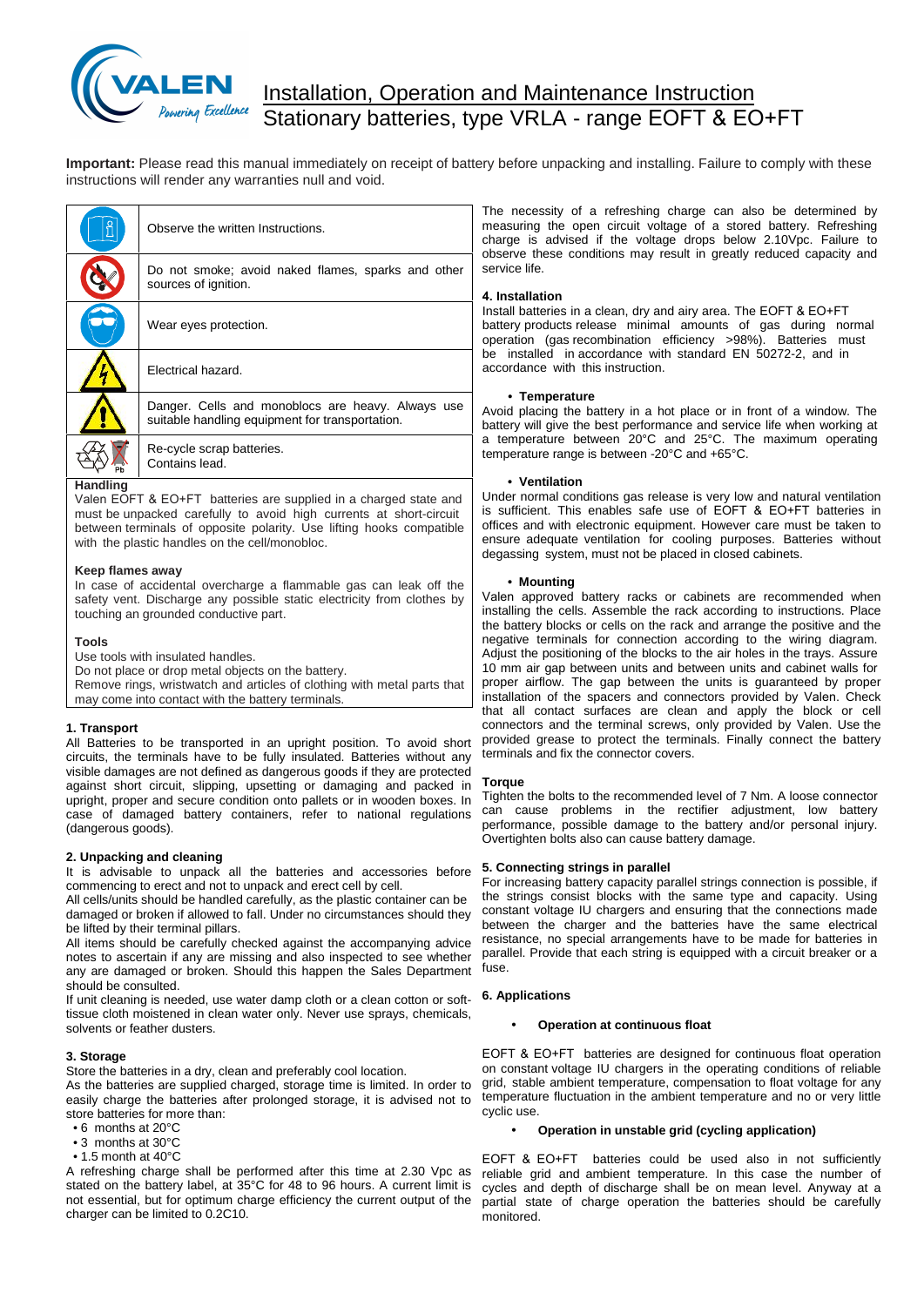# Installation, Operation and Maintenance Instruction
## Stationary batteries, type VRLA - range EOFT & EO+FT

**Important:** Please read this manual immediately on receipt of battery before unpacking and installing. Failure to comply with these instructions will render any warranties null and void.

| | |
|---|---|
| | Observe the written Instructions. |
| | Do not smoke; avoid naked flames, sparks and other sources of ignition. |
| | Wear eyes protection. |
| | Electrical hazard. |
| | Danger. Cells and monoblocs are heavy. Always use suitable handling equipment for transportation. |
| | Re-cycle scrap batteries. Contains lead. |

**Handling**

Valen EOFT & EO+FT batteries are supplied in a charged state and must be unpacked carefully to avoid high currents at short-circuit between terminals of opposite polarity. Use lifting hooks compatible with the plastic handles on the cell/monobloc.

**Keep flames away**

In case of accidental overcharge a flammable gas can leak off the safety vent. Discharge any possible static electricity from clothes by touching an grounded conductive part.

**Tools**

Use tools with insulated handles.
Do not place or drop metal objects on the battery.
Remove rings, wristwatch and articles of clothing with metal parts that may come into contact with the battery terminals.

### 1. Transport

All Batteries to be transported in an upright position. To avoid short circuits, the terminals have to be fully insulated. Batteries without any visible damages are not defined as dangerous goods if they are protected against short circuit, slipping, upsetting or damaging and packed in upright, proper and secure condition onto pallets or in wooden boxes. In case of damaged battery containers, refer to national regulations (dangerous goods).

### 2. Unpacking and cleaning

It is advisable to unpack all the batteries and accessories before commencing to erect and not to unpack and erect cell by cell.
All cells/units should be handled carefully, as the plastic container can be damaged or broken if allowed to fall. Under no circumstances should they be lifted by their terminal pillars.
All items should be carefully checked against the accompanying advice notes to ascertain if any are missing and also inspected to see whether any are damaged or broken. Should this happen the Sales Department should be consulted.
If unit cleaning is needed, use water damp cloth or a clean cotton or soft-tissue cloth moistened in clean water only. Never use sprays, chemicals, solvents or feather dusters.

### 3. Storage

Store the batteries in a dry, clean and preferably cool location.
As the batteries are supplied charged, storage time is limited. In order to easily charge the batteries after prolonged storage, it is advised not to store batteries for more than:

- 6 months at 20°C
- 3 months at 30°C
- 1.5 month at 40°C

A refreshing charge shall be performed after this time at 2.30 Vpc as stated on the battery label, at 35°C for 48 to 96 hours. A current limit is not essential, but for optimum charge efficiency the current output of the charger can be limited to 0.2C10.

The necessity of a refreshing charge can also be determined by measuring the open circuit voltage of a stored battery. Refreshing charge is advised if the voltage drops below 2.10Vpc. Failure to observe these conditions may result in greatly reduced capacity and service life.

### 4. Installation

Install batteries in a clean, dry and airy area. The EOFT & EO+FT battery products release minimal amounts of gas during normal operation (gas recombination efficiency >98%). Batteries must be installed in accordance with standard EN 50272-2, and in accordance with this instruction.

- **Temperature**

Avoid placing the battery in a hot place or in front of a window. The battery will give the best performance and service life when working at a temperature between 20°C and 25°C. The maximum operating temperature range is between -20°C and +65°C.

- **Ventilation**

Under normal conditions gas release is very low and natural ventilation is sufficient. This enables safe use of EOFT & EO+FT batteries in offices and with electronic equipment. However care must be taken to ensure adequate ventilation for cooling purposes. Batteries without degassing system, must not be placed in closed cabinets.

- **Mounting**

Valen approved battery racks or cabinets are recommended when installing the cells. Assemble the rack according to instructions. Place the battery blocks or cells on the rack and arrange the positive and the negative terminals for connection according to the wiring diagram. Adjust the positioning of the blocks to the air holes in the trays. Assure 10 mm air gap between units and between units and cabinet walls for proper airflow. The gap between the units is guaranteed by proper installation of the spacers and connectors provided by Valen. Check that all contact surfaces are clean and apply the block or cell connectors and the terminal screws, only provided by Valen. Use the provided grease to protect the terminals. Finally connect the battery terminals and fix the connector covers.

**Torque**

Tighten the bolts to the recommended level of 7 Nm. A loose connector can cause problems in the rectifier adjustment, low battery performance, possible damage to the battery and/or personal injury. Overtighten bolts also can cause battery damage.

### 5. Connecting strings in parallel

For increasing battery capacity parallel strings connection is possible, if the strings consist blocks with the same type and capacity. Using constant voltage IU chargers and ensuring that the connections made between the charger and the batteries have the same electrical resistance, no special arrangements have to be made for batteries in parallel. Provide that each string is equipped with a circuit breaker or a fuse.

### 6. Applications

- **Operation at continuous float**

EOFT & EO+FT batteries are designed for continuous float operation on constant voltage IU chargers in the operating conditions of reliable grid, stable ambient temperature, compensation to float voltage for any temperature fluctuation in the ambient temperature and no or very little cyclic use.

- **Operation in unstable grid (cycling application)**

EOFT & EO+FT batteries could be used also in not sufficiently reliable grid and ambient temperature. In this case the number of cycles and depth of discharge shall be on mean level. Anyway at a partial state of charge operation the batteries should be carefully monitored.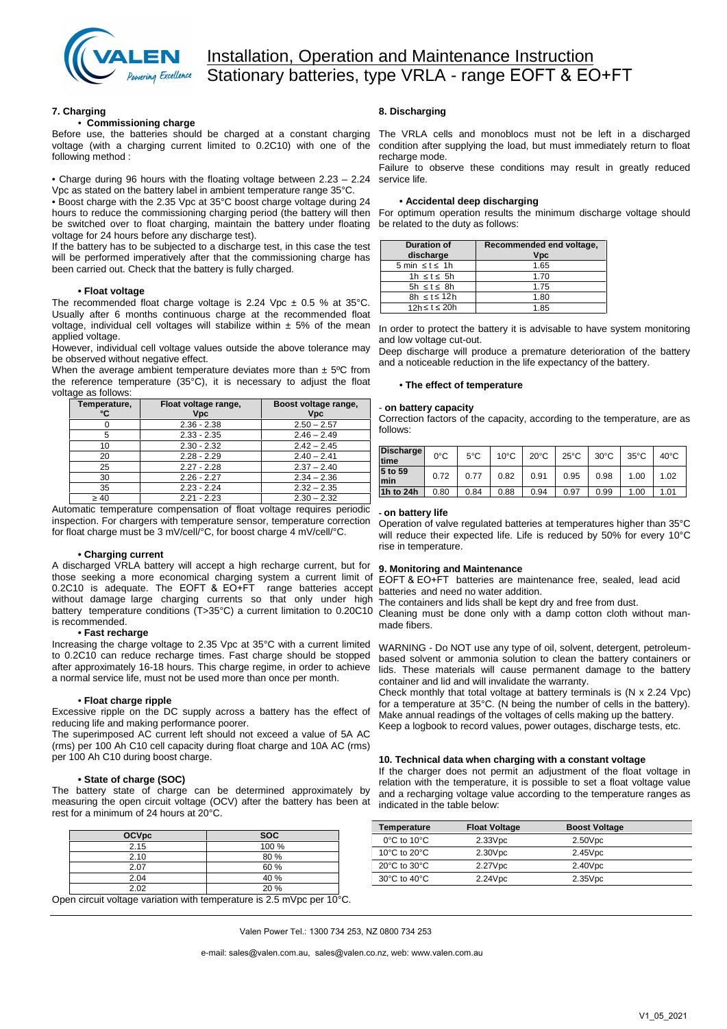## 7. Charging

### • Commissioning charge

Before use, the batteries should be charged at a constant charging voltage (with a charging current limited to 0.2C10) with one of the following method :

• Charge during 96 hours with the floating voltage between 2.23 – 2.24 Vpc as stated on the battery label in ambient temperature range 35°C.
• Boost charge with the 2.35 Vpc at 35°C boost charge voltage during 24 hours to reduce the commissioning charging period (the battery will then be switched over to float charging, maintain the battery under floating voltage for 24 hours before any discharge test).

If the battery has to be subjected to a discharge test, in this case the test will be performed imperatively after that the commissioning charge has been carried out. Check that the battery is fully charged.

### • Float voltage

The recommended float charge voltage is 2.24 Vpc ± 0.5 % at 35°C. Usually after 6 months continuous charge at the recommended float voltage, individual cell voltages will stabilize within ± 5% of the mean applied voltage.

However, individual cell voltage values outside the above tolerance may be observed without negative effect.

When the average ambient temperature deviates more than ± 5ºC from the reference temperature (35°C), it is necessary to adjust the float voltage as follows:

| Temperature, °C | Float voltage range, Vpc | Boost voltage range, Vpc |
|---|---|---|
| 0 | 2.36 - 2.38 | 2.50 – 2.57 |
| 5 | 2.33 - 2.35 | 2.46 – 2.49 |
| 10 | 2.30 - 2.32 | 2.42 – 2.45 |
| 20 | 2.28 - 2.29 | 2.40 – 2.41 |
| 25 | 2.27 - 2.28 | 2.37 – 2.40 |
| 30 | 2.26 - 2.27 | 2.34 – 2.36 |
| 35 | 2.23 - 2.24 | 2.32 – 2.35 |
| ≥ 40 | 2.21 - 2.23 | 2.30 – 2.32 |

Automatic temperature compensation of float voltage requires periodic inspection. For chargers with temperature sensor, temperature correction for float charge must be 3 mV/cell/°C, for boost charge 4 mV/cell/°C.

### • Charging current

A discharged VRLA battery will accept a high recharge current, but for those seeking a more economical charging system a current limit of 0.2C10 is adequate. The EOFT & EO+FT range batteries accept without damage large charging currents so that only under high battery temperature conditions (T>35°C) a current limitation to 0.20C10 is recommended.

### • Fast recharge

Increasing the charge voltage to 2.35 Vpc at 35°C with a current limited to 0.2C10 can reduce recharge times. Fast charge should be stopped after approximately 16-18 hours. This charge regime, in order to achieve a normal service life, must not be used more than once per month.

### • Float charge ripple

Excessive ripple on the DC supply across a battery has the effect of reducing life and making performance poorer.

The superimposed AC current left should not exceed a value of 5A AC (rms) per 100 Ah C10 cell capacity during float charge and 10A AC (rms) per 100 Ah C10 during boost charge.

### • State of charge (SOC)

The battery state of charge can be determined approximately by measuring the open circuit voltage (OCV) after the battery has been at rest for a minimum of 24 hours at 20°C.

| OCVpc | SOC |
|---|---|
| 2.15 | 100 % |
| 2.10 | 80 % |
| 2.07 | 60 % |
| 2.04 | 40 % |
| 2.02 | 20 % |

Open circuit voltage variation with temperature is 2.5 mVpc per 10°C.

## 8. Discharging

The VRLA cells and monoblocs must not be left in a discharged condition after supplying the load, but must immediately return to float recharge mode.

Failure to observe these conditions may result in greatly reduced service life.

### • Accidental deep discharging

For optimum operation results the minimum discharge voltage should be related to the duty as follows:

| Duration of discharge | Recommended end voltage, Vpc |
|---|---|
| 5 min ≤ t ≤ 1h | 1.65 |
| 1h ≤ t ≤ 5h | 1.70 |
| 5h ≤ t ≤ 8h | 1.75 |
| 8h ≤ t ≤ 12h | 1.80 |
| 12h ≤ t ≤ 20h | 1.85 |

In order to protect the battery it is advisable to have system monitoring and low voltage cut-out.

Deep discharge will produce a premature deterioration of the battery and a noticeable reduction in the life expectancy of the battery.

### • The effect of temperature

**- on battery capacity**

Correction factors of the capacity, according to the temperature, are as follows:

| Discharge time | 0°C | 5°C | 10°C | 20°C | 25°C | 30°C | 35°C | 40°C |
|---|---|---|---|---|---|---|---|---|
| 5 to 59 min | 0.72 | 0.77 | 0.82 | 0.91 | 0.95 | 0.98 | 1.00 | 1.02 |
| 1h to 24h | 0.80 | 0.84 | 0.88 | 0.94 | 0.97 | 0.99 | 1.00 | 1.01 |

**- on battery life**

Operation of valve regulated batteries at temperatures higher than 35°C will reduce their expected life. Life is reduced by 50% for every 10°C rise in temperature.

## 9. Monitoring and Maintenance

EOFT & EO+FT batteries are maintenance free, sealed, lead acid batteries and need no water addition.

The containers and lids shall be kept dry and free from dust.

Cleaning must be done only with a damp cotton cloth without man-made fibers.

WARNING - Do NOT use any type of oil, solvent, detergent, petroleum-based solvent or ammonia solution to clean the battery containers or lids. These materials will cause permanent damage to the battery container and lid and will invalidate the warranty.

Check monthly that total voltage at battery terminals is (N x 2.24 Vpc) for a temperature at 35°C. (N being the number of cells in the battery).

Make annual readings of the voltages of cells making up the battery.

Keep a logbook to record values, power outages, discharge tests, etc.

## 10. Technical data when charging with a constant voltage

If the charger does not permit an adjustment of the float voltage in relation with the temperature, it is possible to set a float voltage value and a recharging voltage value according to the temperature ranges as indicated in the table below:

| Temperature | Float Voltage | Boost Voltage |
|---|---|---|
| 0°C to 10°C | 2.33Vpc | 2.50Vpc |
| 10°C to 20°C | 2.30Vpc | 2.45Vpc |
| 20°C to 30°C | 2.27Vpc | 2.40Vpc |
| 30°C to 40°C | 2.24Vpc | 2.35Vpc |

Valen Power Tel.: 1300 734 253, NZ 0800 734 253

e-mail: sales@valen.com.au, sales@valen.co.nz, web: www.valen.com.au

V1_05_2021